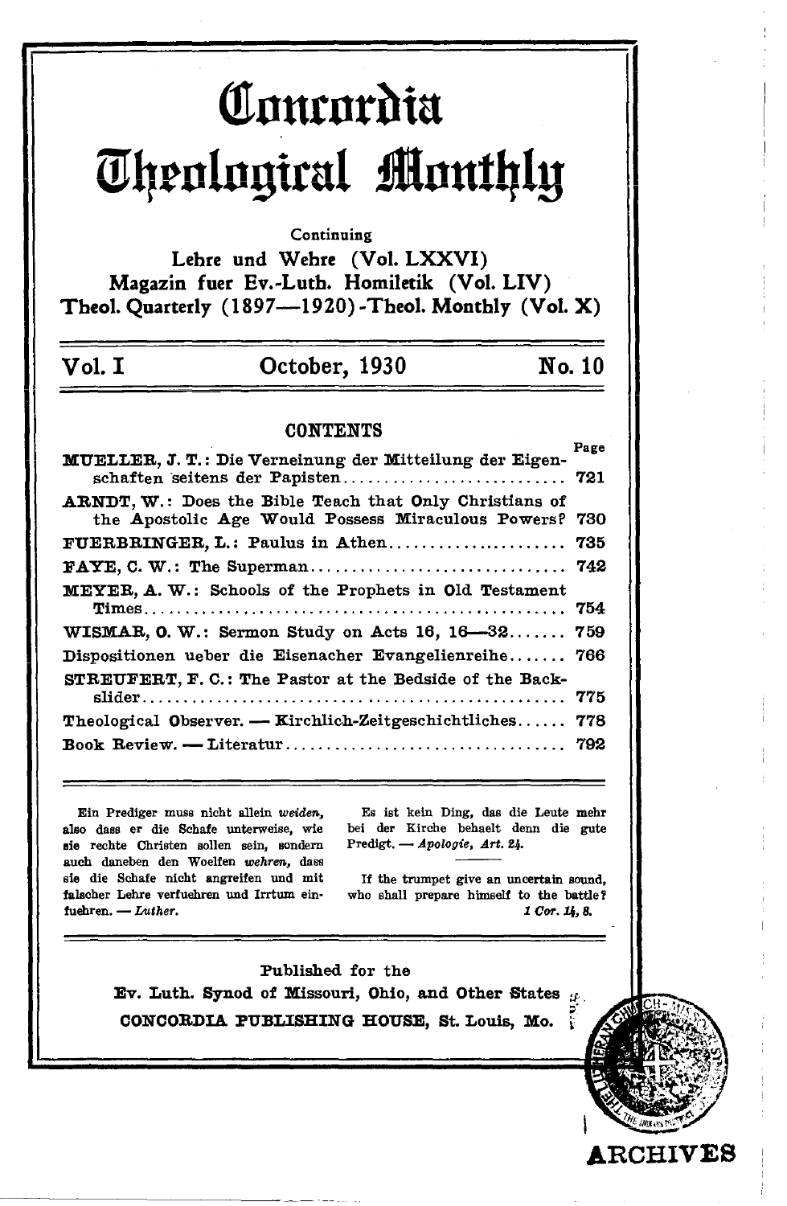# Concordia Theological Monthly

Continuing

**Lehre und Wehre (Vol. LXXVI)**
**Magazin fuer Ev.-Luth. Homiletik (Vol. LIV)**
**Theol. Quarterly (1897—1920)-Theol. Monthly (Vol. X)**

**Vol. I — October, 1930 — No. 10**

## CONTENTS

| | Page |
|---|---|
| MUELLER, J. T.: Die Verneinung der Mitteilung der Eigenschaften seitens der Papisten | 721 |
| ARNDT, W.: Does the Bible Teach that Only Christians of the Apostolic Age Would Possess Miraculous Powers? | 730 |
| FUERBRINGER, L.: Paulus in Athen | 735 |
| FAYE, C. W.: The Superman | 742 |
| MEYER, A. W.: Schools of the Prophets in Old Testament Times | 754 |
| WISMAR, O. W.: Sermon Study on Acts 16, 16—32 | 759 |
| Dispositionen ueber die Eisenacher Evangelienreihe | 766 |
| STREUFERT, F. C.: The Pastor at the Bedside of the Backslider | 775 |
| Theological Observer. — Kirchlich-Zeitgeschichtliches | 778 |
| Book Review. — Literatur | 792 |

Ein Prediger muss nicht allein *weiden*, also dass er die Schafe unterweise, wie sie rechte Christen sollen sein, sondern auch daneben den Woelfen *wehren*, dass sie die Schafe nicht angreifen und mit falscher Lehre verfuehren und Irrtum einfuehren. — *Luther.*

Es ist kein Ding, das die Leute mehr bei der Kirche behaelt denn die gute Predigt. — *Apologie, Art. 24.*

If the trumpet give an uncertain sound, who shall prepare himself to the battle? *1 Cor. 14, 8.*

Published for the
Ev. Luth. Synod of Missouri, Ohio, and Other States
CONCORDIA PUBLISHING HOUSE, St. Louis, Mo.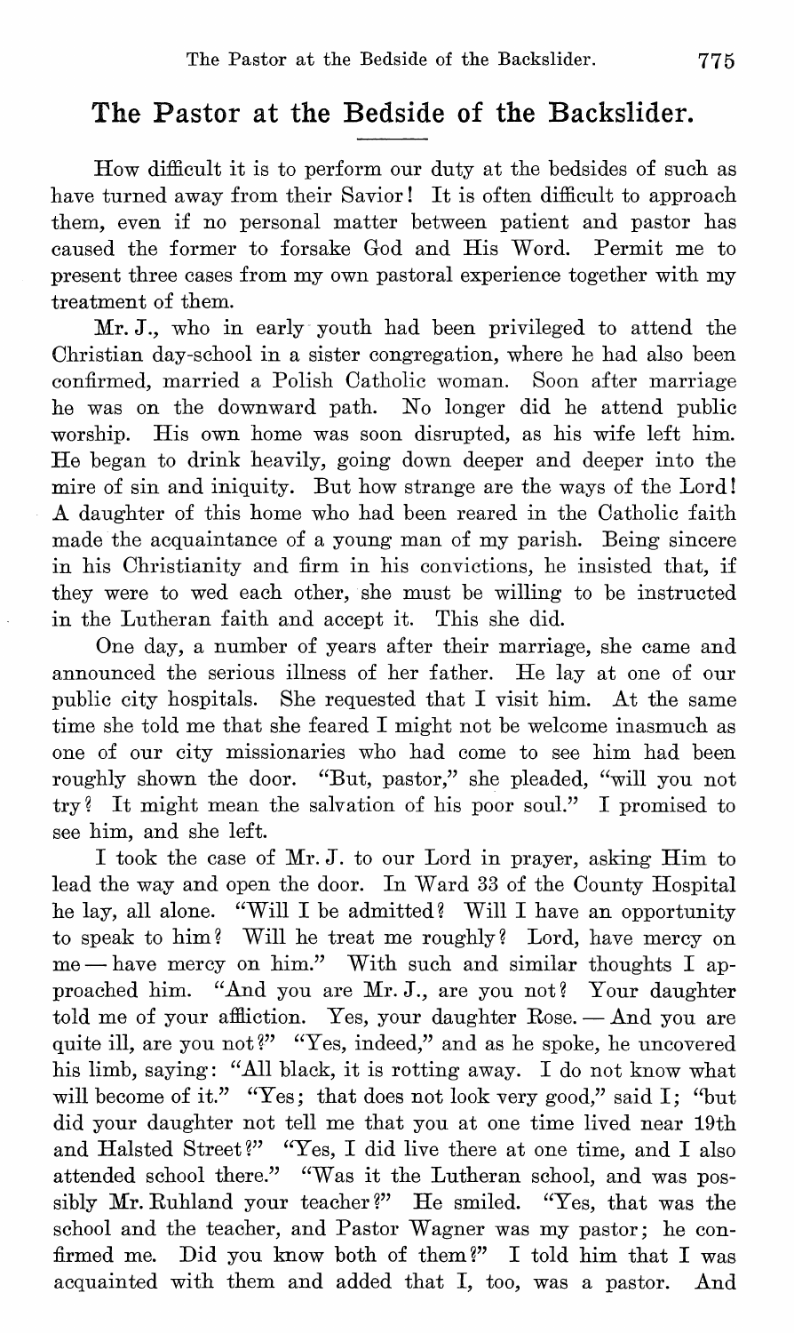## The Pastor at the Bedside of the Backslider.

How difficult it is to perform our duty at the bedsides of such as have turned away from their Savior! It is often difficult to approach them, even if no personal matter between patient and pastor has caused the former to forsake God and His Word. Permit me to present three cases from my own pastoral experience together with my treatment of them.

Mr. J., who in early youth had been privileged to attend the Christian day-school in a sister congregation, where he had also been confirmed, married a Polish Catholic woman. Soon after marriage he was on the downward path. No longer did he attend public worship. His own home was soon disrupted, as his wife left him. He began to drink heavily, going down deeper and deeper into the mire of sin and iniquity. But how strange are the ways of the Lord! A daughter of this home who had been reared in the Catholic faith made the acquaintance of a young man of my parish. Being sincere in his Christianity and firm in his convictions, he insisted that, if they were to wed each other, she must be willing to be instructed in the Lutheran faith and accept it. This she did.

One day, a number of years after their marriage, she came and announced the serious illness of her father. He lay at one of our public city hospitals. She requested that I visit him. At the same time she told me that she feared I might not be welcome inasmuch as one of our city missionaries who had come to see him had been roughly shown the door. "But, pastor," she pleaded, "will you not try? It might mean the salvation of his poor soul." I promised to see him, and she left.

I took the case of Mr. J. to our Lord in prayer, asking Him to lead the way and open the door. In Ward 33 of the County Hospital he lay, all alone. "Will I be admitted? Will I have an opportunity to speak to him? Will he treat me roughly? Lord, have mercy on me — have mercy on him." With such and similar thoughts I approached him. "And you are Mr. J., are you not? Your daughter told me of your affliction. Yes, your daughter Rose. — And you are quite ill, are you not?" "Yes, indeed," and as he spoke, he uncovered his limb, saying: "All black, it is rotting away. I do not know what will become of it." "Yes; that does not look very good," said I; "but did your daughter not tell me that you at one time lived near 19th and Halsted Street?" "Yes, I did live there at one time, and I also attended school there." "Was it the Lutheran school, and was possibly Mr. Ruhland your teacher?" He smiled. "Yes, that was the school and the teacher, and Pastor Wagner was my pastor; he confirmed me. Did you know both of them?" I told him that I was acquainted with them and added that I, too, was a pastor. And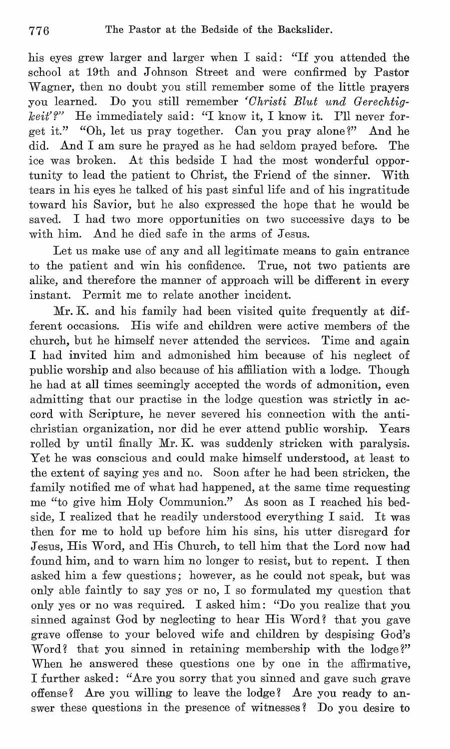his eyes grew larger and larger when I said: "If you attended the school at 19th and Johnson Street and were confirmed by Pastor Wagner, then no doubt you still remember some of the little prayers you learned. Do you still remember '*Christi Blut und Gerechtigkeit*'?" He immediately said: "I know it, I know it. I'll never forget it." "Oh, let us pray together. Can you pray alone?" And he did. And I am sure he prayed as he had seldom prayed before. The ice was broken. At this bedside I had the most wonderful opportunity to lead the patient to Christ, the Friend of the sinner. With tears in his eyes he talked of his past sinful life and of his ingratitude toward his Savior, but he also expressed the hope that he would be saved. I had two more opportunities on two successive days to be with him. And he died safe in the arms of Jesus.

Let us make use of any and all legitimate means to gain entrance to the patient and win his confidence. True, not two patients are alike, and therefore the manner of approach will be different in every instant. Permit me to relate another incident.

Mr. K. and his family had been visited quite frequently at different occasions. His wife and children were active members of the church, but he himself never attended the services. Time and again I had invited him and admonished him because of his neglect of public worship and also because of his affiliation with a lodge. Though he had at all times seemingly accepted the words of admonition, even admitting that our practise in the lodge question was strictly in accord with Scripture, he never severed his connection with the antichristian organization, nor did he ever attend public worship. Years rolled by until finally Mr. K. was suddenly stricken with paralysis. Yet he was conscious and could make himself understood, at least to the extent of saying yes and no. Soon after he had been stricken, the family notified me of what had happened, at the same time requesting me "to give him Holy Communion." As soon as I reached his bedside, I realized that he readily understood everything I said. It was then for me to hold up before him his sins, his utter disregard for Jesus, His Word, and His Church, to tell him that the Lord now had found him, and to warn him no longer to resist, but to repent. I then asked him a few questions; however, as he could not speak, but was only able faintly to say yes or no, I so formulated my question that only yes or no was required. I asked him: "Do you realize that you sinned against God by neglecting to hear His Word? that you gave grave offense to your beloved wife and children by despising God's Word? that you sinned in retaining membership with the lodge?" When he answered these questions one by one in the affirmative, I further asked: "Are you sorry that you sinned and gave such grave offense? Are you willing to leave the lodge? Are you ready to answer these questions in the presence of witnesses? Do you desire to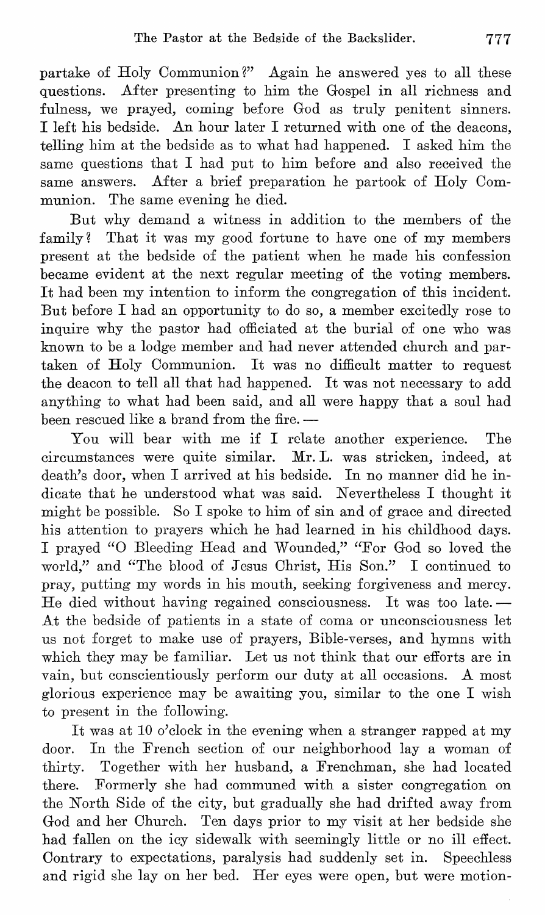partake of Holy Communion?" Again he answered yes to all these questions. After presenting to him the Gospel in all richness and fulness, we prayed, coming before God as truly penitent sinners. I left his bedside. An hour later I returned with one of the deacons, telling him at the bedside as to what had happened. I asked him the same questions that I had put to him before and also received the same answers. After a brief preparation he partook of Holy Communion. The same evening he died.

But why demand a witness in addition to the members of the family? That it was my good fortune to have one of my members present at the bedside of the patient when he made his confession became evident at the next regular meeting of the voting members. It had been my intention to inform the congregation of this incident. But before I had an opportunity to do so, a member excitedly rose to inquire why the pastor had officiated at the burial of one who was known to be a lodge member and had never attended church and partaken of Holy Communion. It was no difficult matter to request the deacon to tell all that had happened. It was not necessary to add anything to what had been said, and all were happy that a soul had been rescued like a brand from the fire. —

You will bear with me if I relate another experience. The circumstances were quite similar. Mr. L. was stricken, indeed, at death's door, when I arrived at his bedside. In no manner did he indicate that he understood what was said. Nevertheless I thought it might be possible. So I spoke to him of sin and of grace and directed his attention to prayers which he had learned in his childhood days. I prayed "O Bleeding Head and Wounded," "For God so loved the world," and "The blood of Jesus Christ, His Son." I continued to pray, putting my words in his mouth, seeking forgiveness and mercy. He died without having regained consciousness. It was too late. — At the bedside of patients in a state of coma or unconsciousness let us not forget to make use of prayers, Bible-verses, and hymns with which they may be familiar. Let us not think that our efforts are in vain, but conscientiously perform our duty at all occasions. A most glorious experience may be awaiting you, similar to the one I wish to present in the following.

It was at 10 o'clock in the evening when a stranger rapped at my door. In the French section of our neighborhood lay a woman of thirty. Together with her husband, a Frenchman, she had located there. Formerly she had communed with a sister congregation on the North Side of the city, but gradually she had drifted away from God and her Church. Ten days prior to my visit at her bedside she had fallen on the icy sidewalk with seemingly little or no ill effect. Contrary to expectations, paralysis had suddenly set in. Speechless and rigid she lay on her bed. Her eyes were open, but were motion-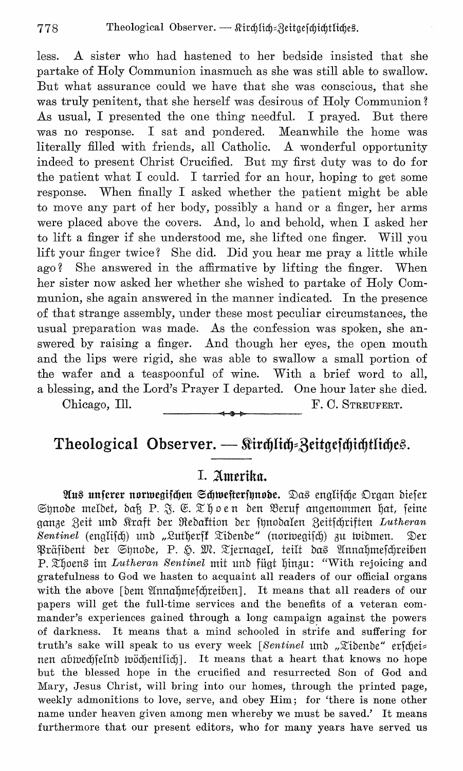less. A sister who had hastened to her bedside insisted that she partake of Holy Communion inasmuch as she was still able to swallow. But what assurance could we have that she was conscious, that she was truly penitent, that she herself was desirous of Holy Communion? As usual, I presented the one thing needful. I prayed. But there was no response. I sat and pondered. Meanwhile the home was literally filled with friends, all Catholic. A wonderful opportunity indeed to present Christ Crucified. But my first duty was to do for the patient what I could. I tarried for an hour, hoping to get some response. When finally I asked whether the patient might be able to move any part of her body, possibly a hand or a finger, her arms were placed above the covers. And, lo and behold, when I asked her to lift a finger if she understood me, she lifted one finger. Will you lift your finger twice? She did. Did you hear me pray a little while ago? She answered in the affirmative by lifting the finger. When her sister now asked her whether she wished to partake of Holy Communion, she again answered in the manner indicated. In the presence of that strange assembly, under these most peculiar circumstances, the usual preparation was made. As the confession was spoken, she answered by raising a finger. And though her eyes, the open mouth and the lips were rigid, she was able to swallow a small portion of the wafer and a teaspoonful of wine. With a brief word to all, a blessing, and the Lord's Prayer I departed. One hour later she died.

Chicago, Ill. F. C. STREUFERT.

# Theological Observer. — Kirchlich-Zeitgeschichtliches.

## I. Amerika.

**Aus unserer norwegischen Schwestersynode.** Das englische Organ dieser Synode meldet, daß P. J. E. Thoen den Beruf angenommen hat, seine ganze Zeit und Kraft der Redaktion der synodalen Zeitschriften *Lutheran Sentinel* (englisch) und „Luthersk Tidende" (norwegisch) zu widmen. Der Präsident der Synode, P. H. M. Tjernagel, teilt das Annahmeschreiben P. Thoens im *Lutheran Sentinel* mit und fügt hinzu: "With rejoicing and gratefulness to God we hasten to acquaint all readers of our official organs with the above [dem Annahmeschreiben]. It means that all readers of our papers will get the full-time services and the benefits of a veteran commander's experiences gained through a long campaign against the powers of darkness. It means that a mind schooled in strife and suffering for truth's sake will speak to us every week [*Sentinel* und „Tidende" erscheinen abwechselnd wöchentlich]. It means that a heart that knows no hope but the blessed hope in the crucified and resurrected Son of God and Mary, Jesus Christ, will bring into our homes, through the printed page, weekly admonitions to love, serve, and obey Him; for 'there is none other name under heaven given among men whereby we must be saved.' It means furthermore that our present editors, who for many years have served us